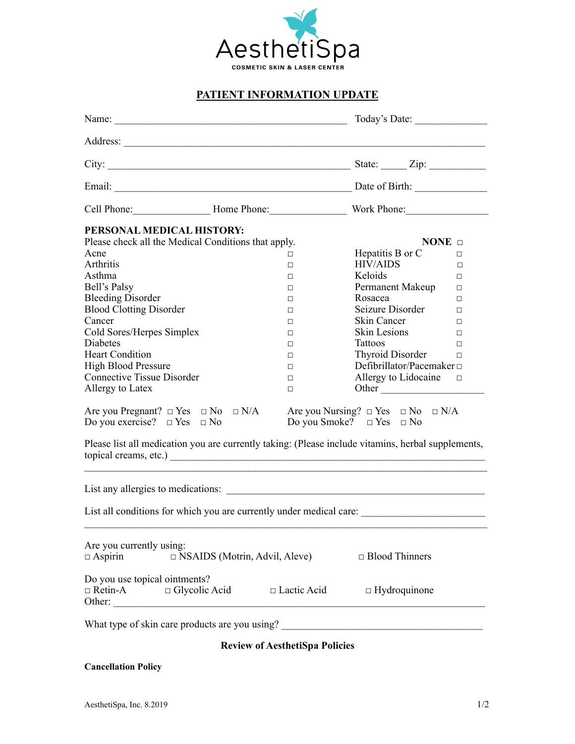AesthetiSpa

COSMETIC SKIN & LASER CENTER

# PATIENT INFORMATION UPDATE

Name: ____________________________________________ Today's Date: _____________

Address: ______________________________________________________________________

City: ______________________________________________ State: _____ Zip: ___________

Email: ____________________________________________ Date of Birth: _____________

Cell Phone:_______________ Home Phone:_______________ Work Phone:________________

**PERSONAL MEDICAL HISTORY:**

Please check all the Medical Conditions that apply. **NONE** □

| Condition | | Condition | |
|---|---|---|---|
| Acne | □ | Hepatitis B or C | □ |
| Arthritis | □ | HIV/AIDS | □ |
| Asthma | □ | Keloids | □ |
| Bell's Palsy | □ | Permanent Makeup | □ |
| Bleeding Disorder | □ | Rosacea | □ |
| Blood Clotting Disorder | □ | Seizure Disorder | □ |
| Cancer | □ | Skin Cancer | □ |
| Cold Sores/Herpes Simplex | □ | Skin Lesions | □ |
| Diabetes | □ | Tattoos | □ |
| Heart Condition | □ | Thyroid Disorder | □ |
| High Blood Pressure | □ | Defibrillator/Pacemaker | □ |
| Connective Tissue Disorder | □ | Allergy to Lidocaine | □ |
| Allergy to Latex | □ | Other ___________________ | |

Are you Pregnant? □ Yes □ No □ N/A     Are you Nursing? □ Yes □ No □ N/A

Do you exercise? □ Yes □ No     Do you Smoke? □ Yes □ No

Please list all medication you are currently taking: (Please include vitamins, herbal supplements, topical creams, etc.) ______________________________________________________________

_______________________________________________________________________________

List any allergies to medications: __________________________________________________

List all conditions for which you are currently under medical care: ________________________

_______________________________________________________________________________

Are you currently using:

□ Aspirin     □ NSAIDS (Motrin, Advil, Aleve)     □ Blood Thinners

Do you use topical ointments?

□ Retin-A     □ Glycolic Acid     □ Lactic Acid     □ Hydroquinone

Other: _________________________________________________________________________

What type of skin care products are you using? ________________________________________

**Review of AesthetiSpa Policies**

**Cancellation Policy**

AesthetiSpa, Inc. 8.2019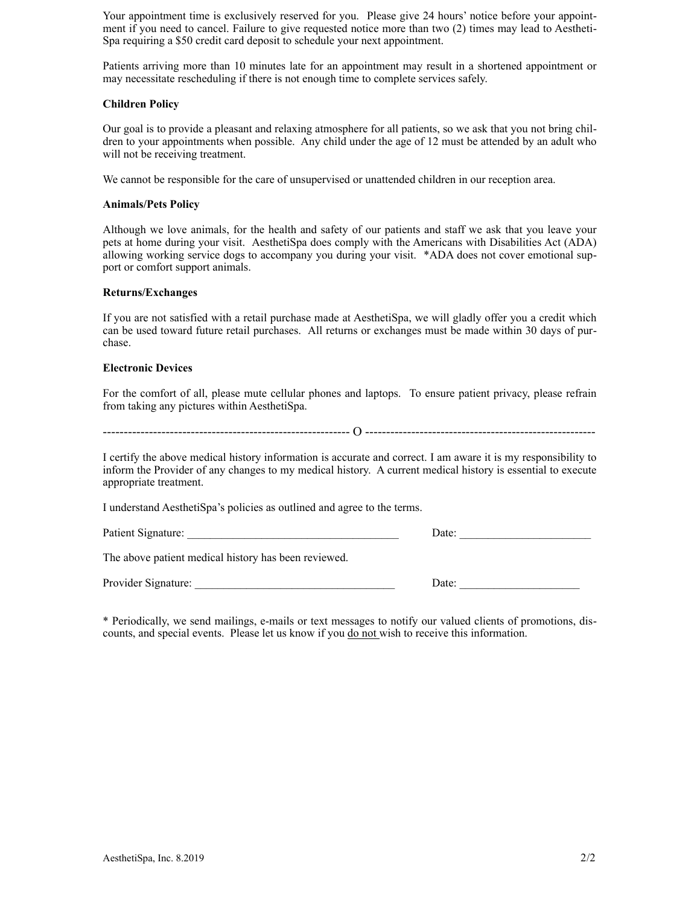Your appointment time is exclusively reserved for you. Please give 24 hours' notice before your appointment if you need to cancel. Failure to give requested notice more than two (2) times may lead to AesthetiSpa requiring a $50 credit card deposit to schedule your next appointment.

Patients arriving more than 10 minutes late for an appointment may result in a shortened appointment or may necessitate rescheduling if there is not enough time to complete services safely.

**Children Policy**

Our goal is to provide a pleasant and relaxing atmosphere for all patients, so we ask that you not bring children to your appointments when possible. Any child under the age of 12 must be attended by an adult who will not be receiving treatment.

We cannot be responsible for the care of unsupervised or unattended children in our reception area.

**Animals/Pets Policy**

Although we love animals, for the health and safety of our patients and staff we ask that you leave your pets at home during your visit. AesthetiSpa does comply with the Americans with Disabilities Act (ADA) allowing working service dogs to accompany you during your visit. *ADA does not cover emotional support or comfort support animals.

**Returns/Exchanges**

If you are not satisfied with a retail purchase made at AesthetiSpa, we will gladly offer you a credit which can be used toward future retail purchases. All returns or exchanges must be made within 30 days of purchase.

**Electronic Devices**

For the comfort of all, please mute cellular phones and laptops. To ensure patient privacy, please refrain from taking any pictures within AesthetiSpa.

---------------------------------------------------------- O ------------------------------------------------------

I certify the above medical history information is accurate and correct. I am aware it is my responsibility to inform the Provider of any changes to my medical history. A current medical history is essential to execute appropriate treatment.

I understand AesthetiSpa's policies as outlined and agree to the terms.

Patient Signature: ____________________________________ Date: ______________________

The above patient medical history has been reviewed.

Provider Signature: __________________________________ Date: ____________________

* Periodically, we send mailings, e-mails or text messages to notify our valued clients of promotions, discounts, and special events. Please let us know if you do not wish to receive this information.

AesthetiSpa, Inc. 8.2019